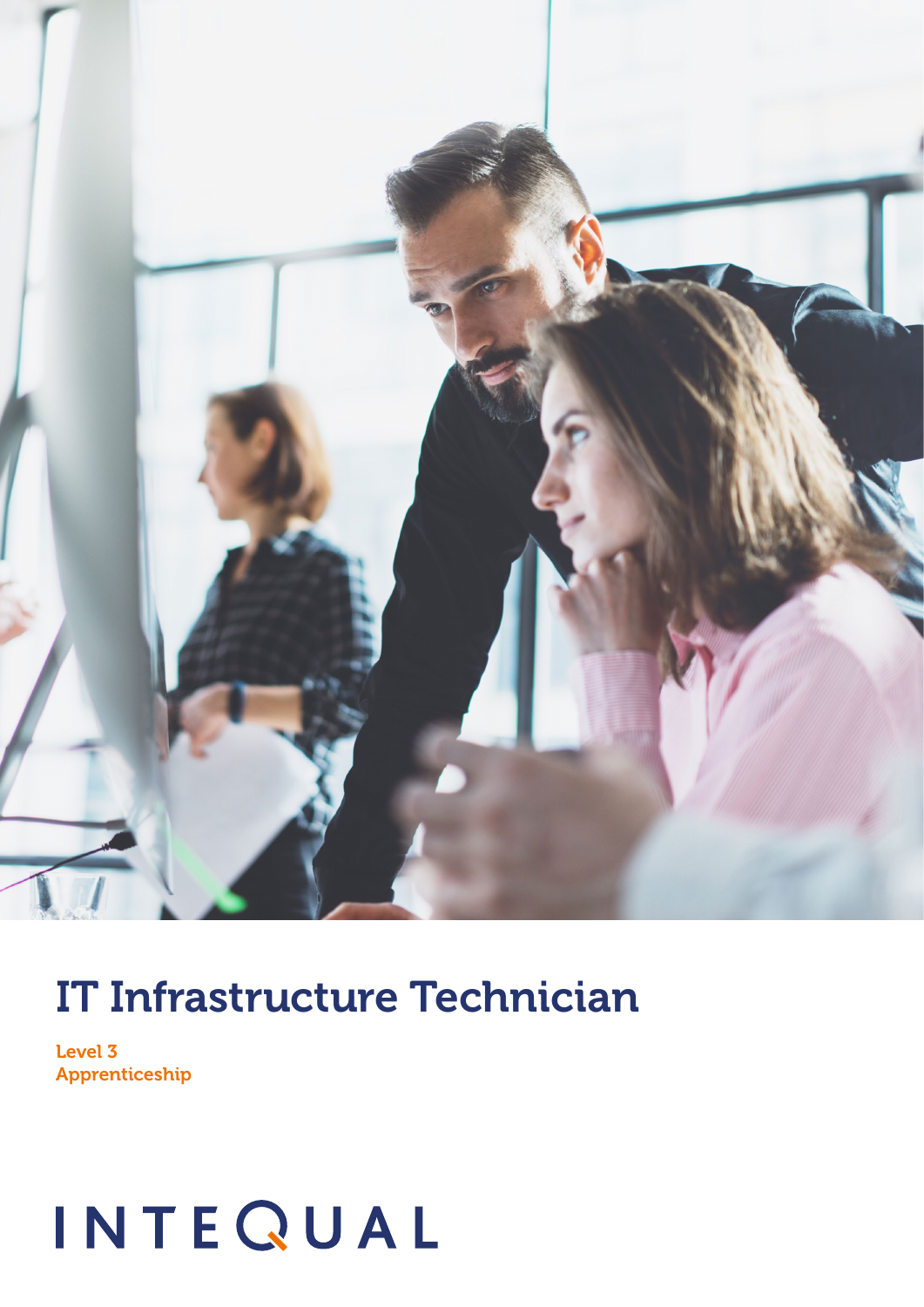# IT Infrastructure Technician

**Level 3**
**Apprenticeship**

INTEQUAL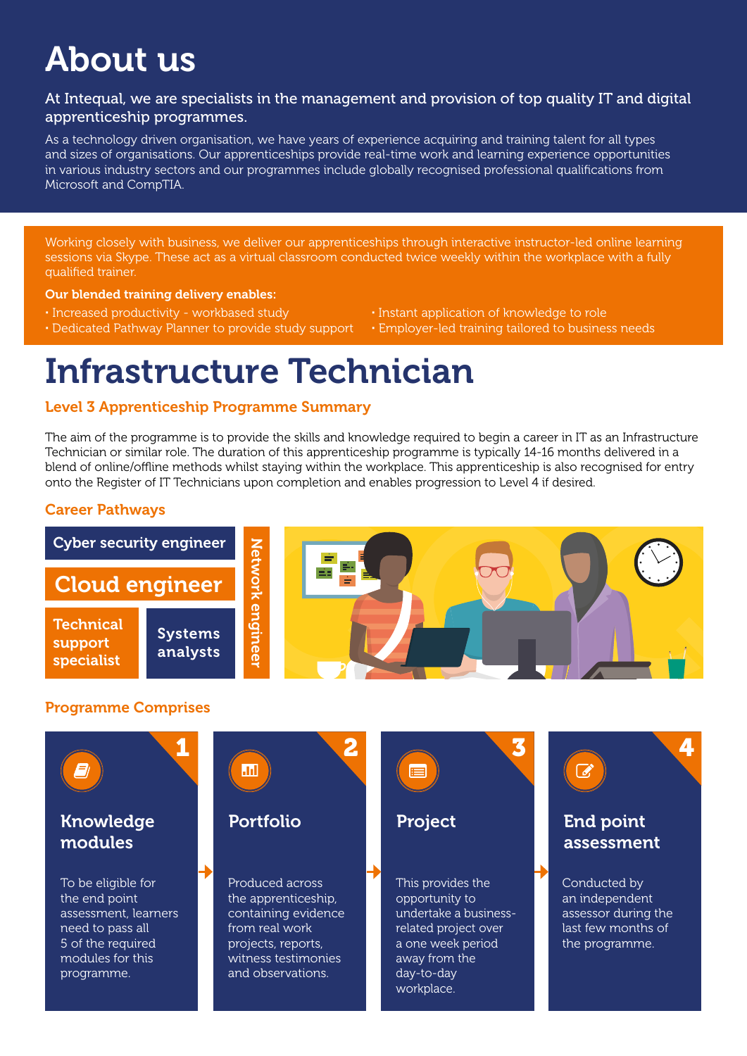# About us

**At Intequal, we are specialists in the management and provision of top quality IT and digital apprenticeship programmes.**

As a technology driven organisation, we have years of experience acquiring and training talent for all types and sizes of organisations. Our apprenticeships provide real-time work and learning experience opportunities in various industry sectors and our programmes include globally recognised professional qualifications from Microsoft and CompTIA.

Working closely with business, we deliver our apprenticeships through interactive instructor-led online learning sessions via Skype. These act as a virtual classroom conducted twice weekly within the workplace with a fully qualified trainer.

**Our blended training delivery enables:**

- Increased productivity - workbased study
- Dedicated Pathway Planner to provide study support
- Instant application of knowledge to role
- Employer-led training tailored to business needs

# Infrastructure Technician

## Level 3 Apprenticeship Programme Summary

The aim of the programme is to provide the skills and knowledge required to begin a career in IT as an Infrastructure Technician or similar role. The duration of this apprenticeship programme is typically 14-16 months delivered in a blend of online/offline methods whilst staying within the workplace. This apprenticeship is also recognised for entry onto the Register of IT Technicians upon completion and enables progression to Level 4 if desired.

## Career Pathways

- Cyber security engineer
- Cloud engineer
- Technical support specialist
- Systems analysts
- Network engineer

## Programme Comprises

**1. Knowledge modules**

To be eligible for the end point assessment, learners need to pass all 5 of the required modules for this programme.

**2. Portfolio**

Produced across the apprenticeship, containing evidence from real work projects, reports, witness testimonies and observations.

**3. Project**

This provides the opportunity to undertake a business-related project over a one week period away from the day-to-day workplace.

**4. End point assessment**

Conducted by an independent assessor during the last few months of the programme.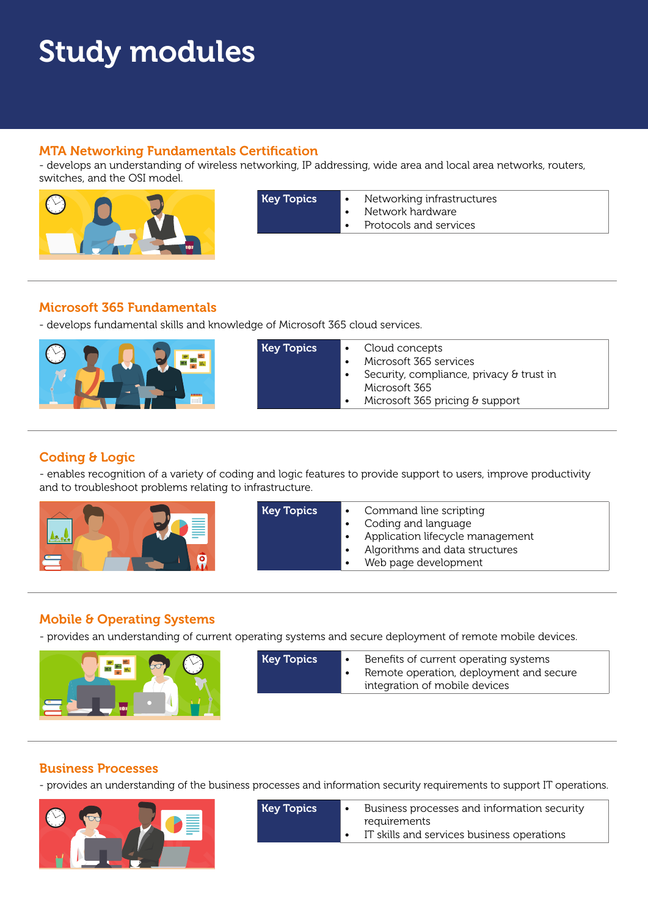# Study modules

## MTA Networking Fundamentals Certification

- develops an understanding of wireless networking, IP addressing, wide area and local area networks, routers, switches, and the OSI model.

| Key Topics | • Networking infrastructures<br>• Network hardware<br>• Protocols and services |
|---|---|

## Microsoft 365 Fundamentals

- develops fundamental skills and knowledge of Microsoft 365 cloud services.

| Key Topics | • Cloud concepts<br>• Microsoft 365 services<br>• Security, compliance, privacy & trust in Microsoft 365<br>• Microsoft 365 pricing & support |
|---|---|

## Coding & Logic

- enables recognition of a variety of coding and logic features to provide support to users, improve productivity and to troubleshoot problems relating to infrastructure.

| Key Topics | • Command line scripting<br>• Coding and language<br>• Application lifecycle management<br>• Algorithms and data structures<br>• Web page development |
|---|---|

## Mobile & Operating Systems

- provides an understanding of current operating systems and secure deployment of remote mobile devices.

| Key Topics | • Benefits of current operating systems<br>• Remote operation, deployment and secure integration of mobile devices |
|---|---|

## Business Processes

- provides an understanding of the business processes and information security requirements to support IT operations.

| Key Topics | • Business processes and information security requirements<br>• IT skills and services business operations |
|---|---|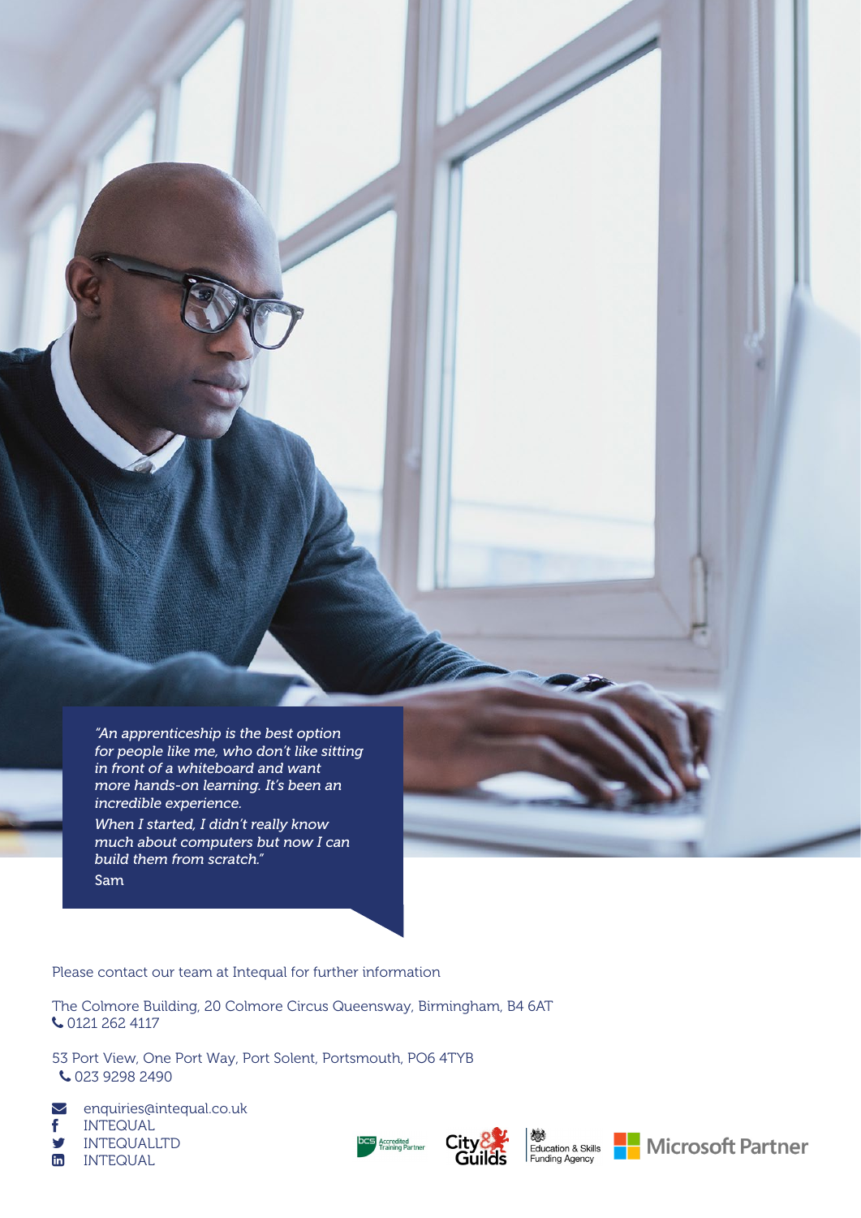*"An apprenticeship is the best option for people like me, who don't like sitting in front of a whiteboard and want more hands-on learning. It's been an incredible experience.*

*When I started, I didn't really know much about computers but now I can build them from scratch."*

Sam

Please contact our team at Intequal for further information

The Colmore Building, 20 Colmore Circus Queensway, Birmingham, B4 6AT
0121 262 4117

53 Port View, One Port Way, Port Solent, Portsmouth, PO6 4TYB
023 9298 2490

enquiries@intequal.co.uk
INTEQUAL
INTEQUALLTD
INTEQUAL

bcs Accredited Training Partner

City & Guilds

Education & Skills Funding Agency

Microsoft Partner